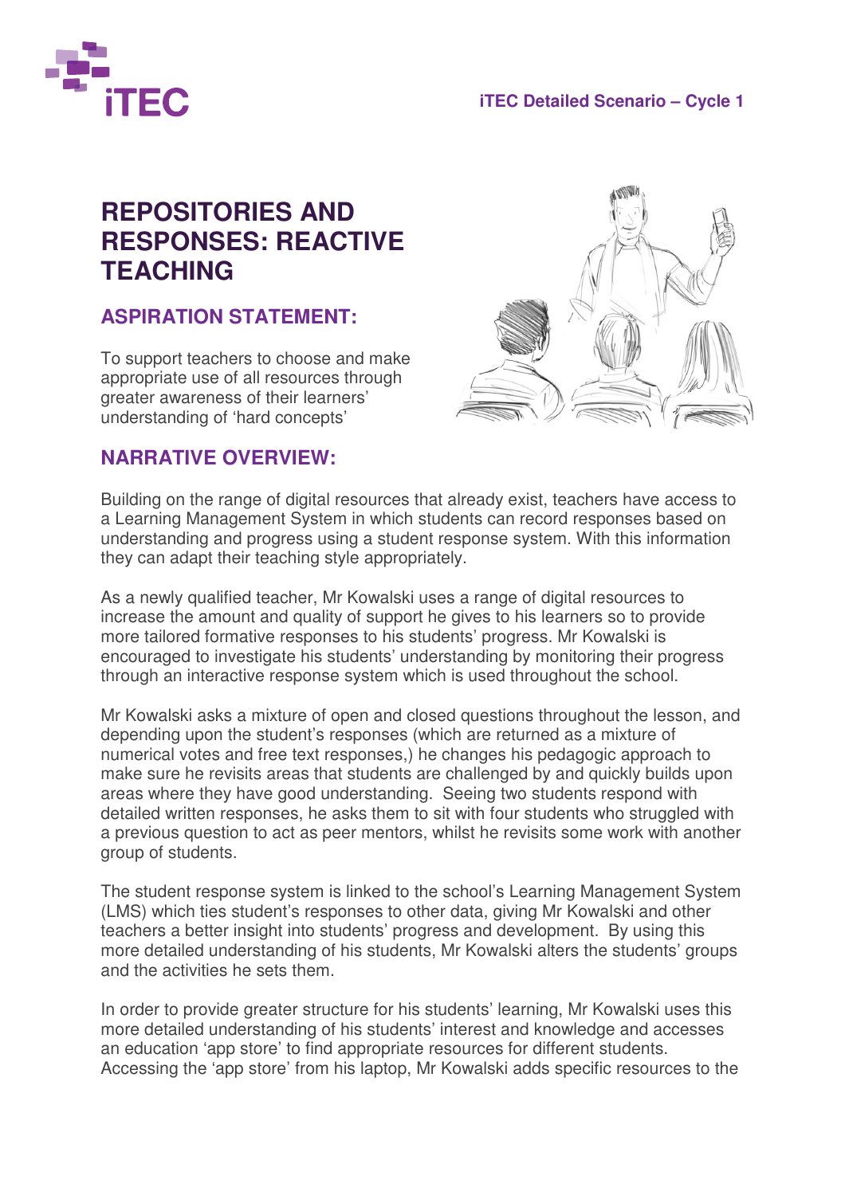# REPOSITORIES AND RESPONSES: REACTIVE TEACHING

## ASPIRATION STATEMENT:

To support teachers to choose and make appropriate use of all resources through greater awareness of their learners' understanding of 'hard concepts'

## NARRATIVE OVERVIEW:

Building on the range of digital resources that already exist, teachers have access to a Learning Management System in which students can record responses based on understanding and progress using a student response system. With this information they can adapt their teaching style appropriately.

As a newly qualified teacher, Mr Kowalski uses a range of digital resources to increase the amount and quality of support he gives to his learners so to provide more tailored formative responses to his students' progress. Mr Kowalski is encouraged to investigate his students' understanding by monitoring their progress through an interactive response system which is used throughout the school.

Mr Kowalski asks a mixture of open and closed questions throughout the lesson, and depending upon the student's responses (which are returned as a mixture of numerical votes and free text responses,) he changes his pedagogic approach to make sure he revisits areas that students are challenged by and quickly builds upon areas where they have good understanding. Seeing two students respond with detailed written responses, he asks them to sit with four students who struggled with a previous question to act as peer mentors, whilst he revisits some work with another group of students.

The student response system is linked to the school's Learning Management System (LMS) which ties student's responses to other data, giving Mr Kowalski and other teachers a better insight into students' progress and development. By using this more detailed understanding of his students, Mr Kowalski alters the students' groups and the activities he sets them.

In order to provide greater structure for his students' learning, Mr Kowalski uses this more detailed understanding of his students' interest and knowledge and accesses an education 'app store' to find appropriate resources for different students. Accessing the 'app store' from his laptop, Mr Kowalski adds specific resources to the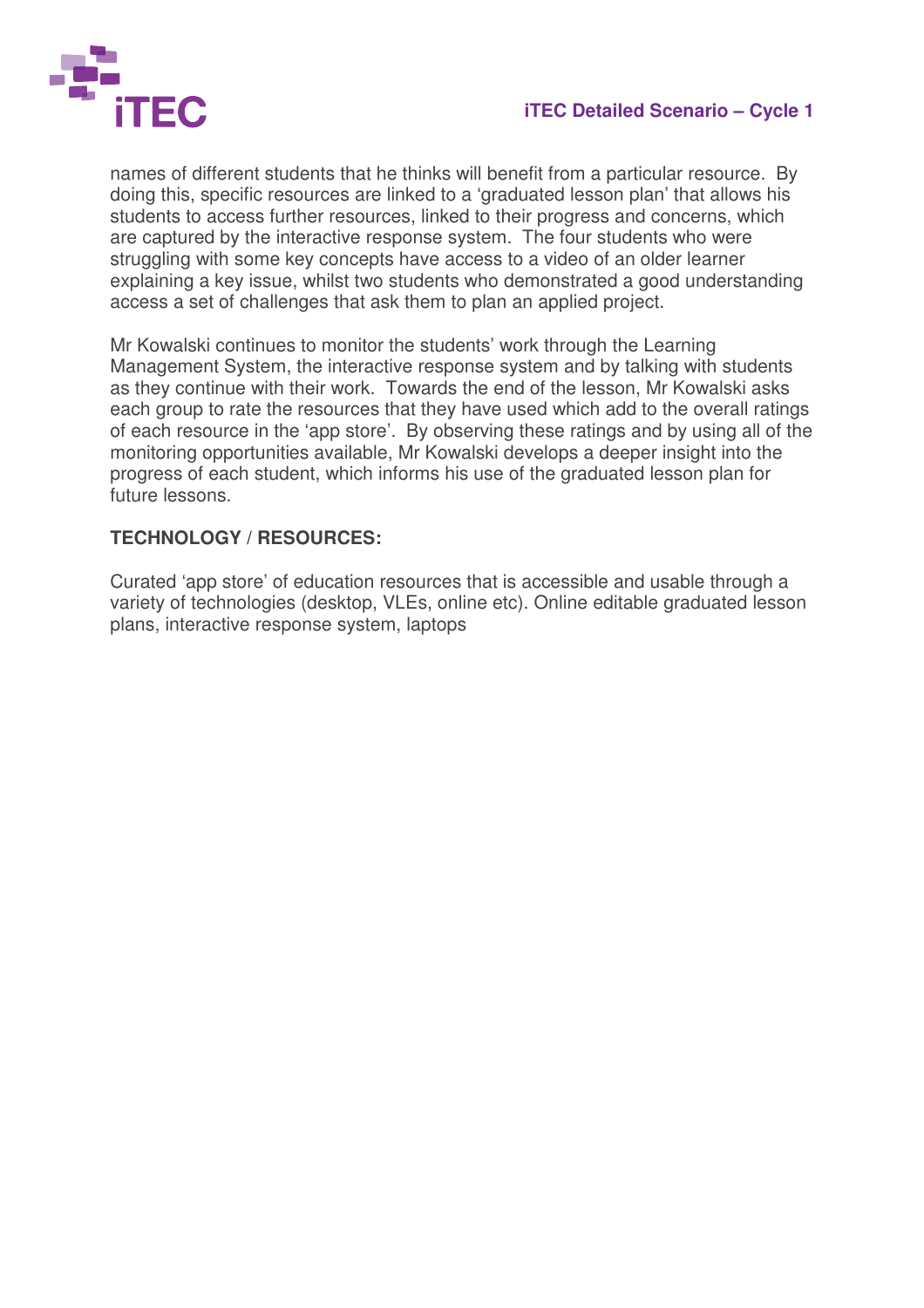names of different students that he thinks will benefit from a particular resource. By doing this, specific resources are linked to a 'graduated lesson plan' that allows his students to access further resources, linked to their progress and concerns, which are captured by the interactive response system. The four students who were struggling with some key concepts have access to a video of an older learner explaining a key issue, whilst two students who demonstrated a good understanding access a set of challenges that ask them to plan an applied project.

Mr Kowalski continues to monitor the students' work through the Learning Management System, the interactive response system and by talking with students as they continue with their work. Towards the end of the lesson, Mr Kowalski asks each group to rate the resources that they have used which add to the overall ratings of each resource in the 'app store'. By observing these ratings and by using all of the monitoring opportunities available, Mr Kowalski develops a deeper insight into the progress of each student, which informs his use of the graduated lesson plan for future lessons.

**TECHNOLOGY / RESOURCES:**

Curated 'app store' of education resources that is accessible and usable through a variety of technologies (desktop, VLEs, online etc). Online editable graduated lesson plans, interactive response system, laptops